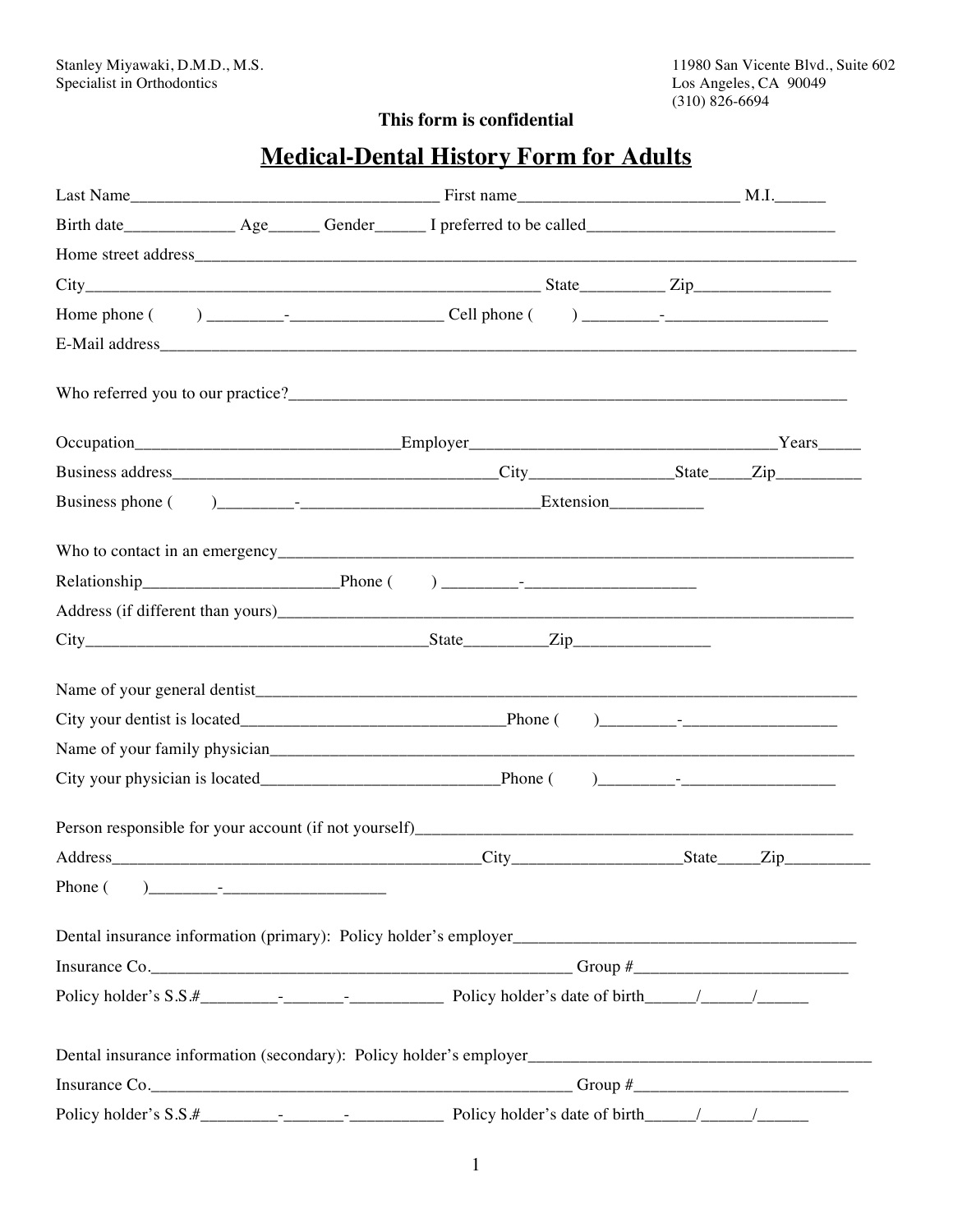Stanley Miyawaki, D.M.D., M.S.
Specialist in Orthodontics

11980 San Vicente Blvd., Suite 602
Los Angeles, CA 90049
(310) 826-6694

**This form is confidential**

# Medical-Dental History Form for Adults

Last Name____________________________________ First name_________________________ M.I.______

Birth date_____________ Age______ Gender______ I preferred to be called_____________________________

Home street address_________________________________________________________________________________

City______________________________________________________ State_________ Zip_______________

Home phone (        ) _________-_________________ Cell phone (        ) _________-___________________

E-Mail address______________________________________________________________________________________

Who referred you to our practice?______________________________________________________________________

Occupation______________________________Employer____________________________________Years_____

Business address______________________________________City_________________State_____Zip__________

Business phone (        )_________-____________________________Extension___________

Who to contact in an emergency_______________________________________________________________________

Relationship______________________Phone (        ) _________-___________________

Address (if different than yours)______________________________________________________________________

City________________________________________State_________Zip_______________

Name of your general dentist___________________________________________________________________________

City your dentist is located_______________________________Phone (        )_________-__________________

Name of your family physician_________________________________________________________________________

City your physician is located____________________________Phone (        )_________-__________________

Person responsible for your account (if not yourself)_______________________________________________________

Address_____________________________________________City____________________State_____Zip__________

Phone (        )________-___________________

Dental insurance information (primary): Policy holder's employer_________________________________________

Insurance Co.______________________________________________________ Group #_________________________

Policy holder's S.S.#_________-_______-___________ Policy holder's date of birth______/______/______

Dental insurance information (secondary): Policy holder's employer_______________________________________

Insurance Co.______________________________________________________ Group #_________________________

Policy holder's S.S.#_________-_______-___________ Policy holder's date of birth______/______/______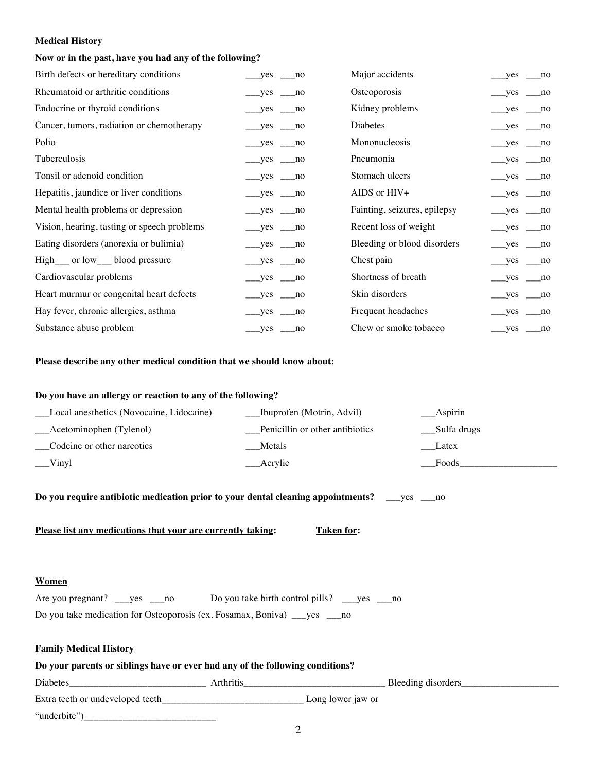**Medical History**

**Now or in the past, have you had any of the following?**

| | | | |
|---|---|---|---|
| Birth defects or hereditary conditions | ___yes ___no | Major accidents | ___yes ___no |
| Rheumatoid or arthritic conditions | ___yes ___no | Osteoporosis | ___yes ___no |
| Endocrine or thyroid conditions | ___yes ___no | Kidney problems | ___yes ___no |
| Cancer, tumors, radiation or chemotherapy | ___yes ___no | Diabetes | ___yes ___no |
| Polio | ___yes ___no | Mononucleosis | ___yes ___no |
| Tuberculosis | ___yes ___no | Pneumonia | ___yes ___no |
| Tonsil or adenoid condition | ___yes ___no | Stomach ulcers | ___yes ___no |
| Hepatitis, jaundice or liver conditions | ___yes ___no | AIDS or HIV+ | ___yes ___no |
| Mental health problems or depression | ___yes ___no | Fainting, seizures, epilepsy | ___yes ___no |
| Vision, hearing, tasting or speech problems | ___yes ___no | Recent loss of weight | ___yes ___no |
| Eating disorders (anorexia or bulimia) | ___yes ___no | Bleeding or blood disorders | ___yes ___no |
| High___ or low___ blood pressure | ___yes ___no | Chest pain | ___yes ___no |
| Cardiovascular problems | ___yes ___no | Shortness of breath | ___yes ___no |
| Heart murmur or congenital heart defects | ___yes ___no | Skin disorders | ___yes ___no |
| Hay fever, chronic allergies, asthma | ___yes ___no | Frequent headaches | ___yes ___no |
| Substance abuse problem | ___yes ___no | Chew or smoke tobacco | ___yes ___no |

**Please describe any other medical condition that we should know about:**

**Do you have an allergy or reaction to any of the following?**

| | | |
|---|---|---|
| ___Local anesthetics (Novocaine, Lidocaine) | ___Ibuprofen (Motrin, Advil) | ___Aspirin |
| ___Acetominophen (Tylenol) | ___Penicillin or other antibiotics | ___Sulfa drugs |
| ___Codeine or other narcotics | ___Metals | ___Latex |
| ___Vinyl | ___Acrylic | ___Foods___________________ |

**Do you require antibiotic medication prior to your dental cleaning appointments?** ___yes ___no

**<u>Please list any medications that your are currently taking</u>:** **<u>Taken for</u>:**

**Women**

Are you pregnant? ___yes ___no Do you take birth control pills? ___yes ___no

Do you take medication for <u>Osteoporosis</u> (ex. Fosamax, Boniva) ___yes ___no

**Family Medical History**

**Do your parents or siblings have or ever had any of the following conditions?**

Diabetes___________________________ Arthritis____________________________ Bleeding disorders___________________

Extra teeth or undeveloped teeth____________________________ Long lower jaw or "underbite")___________________________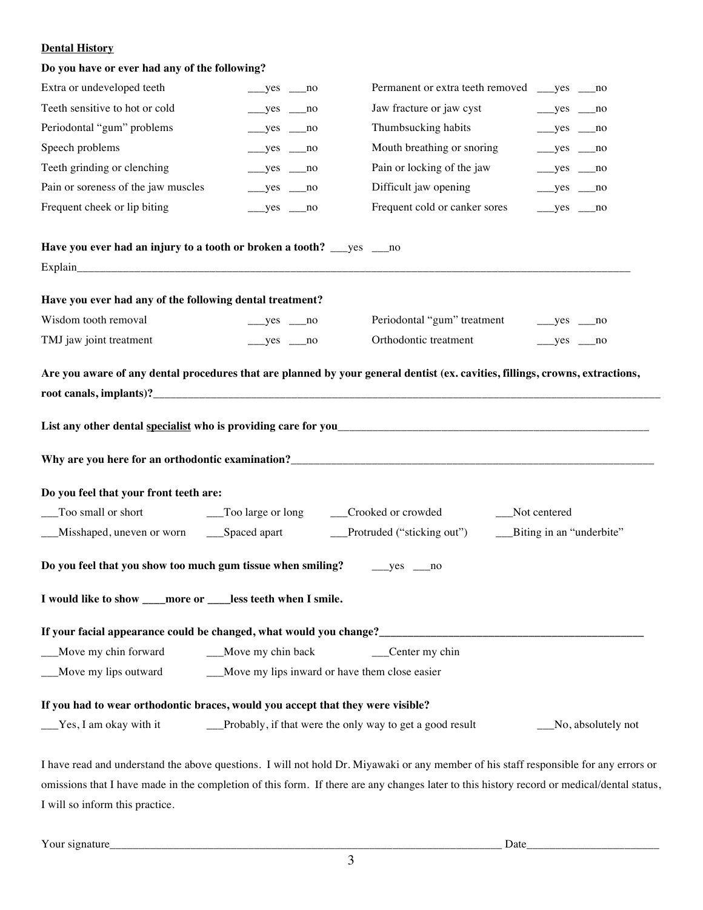**Dental History**

**Do you have or ever had any of the following?**

| | | | |
|---|---|---|---|
| Extra or undeveloped teeth | ___yes ___no | Permanent or extra teeth removed | ___yes ___no |
| Teeth sensitive to hot or cold | ___yes ___no | Jaw fracture or jaw cyst | ___yes ___no |
| Periodontal "gum" problems | ___yes ___no | Thumbsucking habits | ___yes ___no |
| Speech problems | ___yes ___no | Mouth breathing or snoring | ___yes ___no |
| Teeth grinding or clenching | ___yes ___no | Pain or locking of the jaw | ___yes ___no |
| Pain or soreness of the jaw muscles | ___yes ___no | Difficult jaw opening | ___yes ___no |
| Frequent cheek or lip biting | ___yes ___no | Frequent cold or canker sores | ___yes ___no |

**Have you ever had an injury to a tooth or broken a tooth?** ___yes ___no

Explain_______________________________________________________________________________________________

**Have you ever had any of the following dental treatment?**

| | | | |
|---|---|---|---|
| Wisdom tooth removal | ___yes ___no | Periodontal "gum" treatment | ___yes ___no |
| TMJ jaw joint treatment | ___yes ___no | Orthodontic treatment | ___yes ___no |

**Are you aware of any dental procedures that are planned by your general dentist (ex. cavities, fillings, crowns, extractions, root canals, implants)?**_______________________________________________________________________________

**List any other dental <u>specialist</u> who is providing care for you**_______________________________________________________

**Why are you here for an orthodontic examination?**_______________________________________________________________

**Do you feel that your front teeth are:**

| | | | |
|---|---|---|---|
| ___Too small or short | ___Too large or long | ___Crooked or crowded | ___Not centered |
| ___Misshaped, uneven or worn | ___Spaced apart | ___Protruded ("sticking out") | ___Biting in an "underbite" |

**Do you feel that you show too much gum tissue when smiling?** ___yes ___no

**I would like to show ____more or ____less teeth when I smile.**

**If your facial appearance could be changed, what would you change?**_____________________________________________

___Move my chin forward ___Move my chin back ___Center my chin

___Move my lips outward ___Move my lips inward or have them close easier

**If you had to wear orthodontic braces, would you accept that they were visible?**

___Yes, I am okay with it ___Probably, if that were the only way to get a good result ___No, absolutely not

I have read and understand the above questions. I will not hold Dr. Miyawaki or any member of his staff responsible for any errors or omissions that I have made in the completion of this form. If there are any changes later to this history record or medical/dental status, I will so inform this practice.

Your signature_____________________________________________________________________ Date_______________________